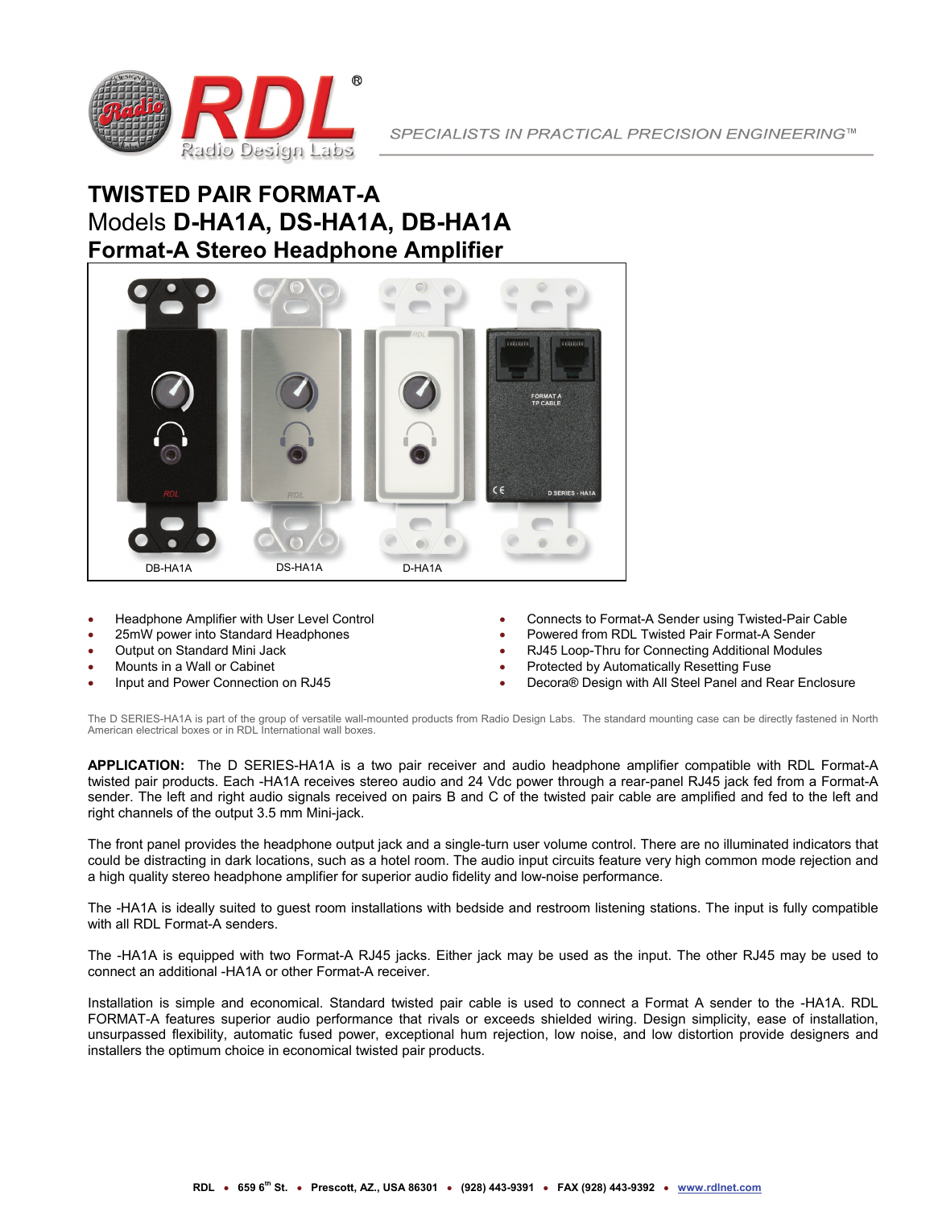# TWISTED PAIR FORMAT-A

## Models **D-HA1A, DS-HA1A, DB-HA1A**

## Format-A Stereo Headphone Amplifier

DB-HA1A DS-HA1A D-HA1A

- Headphone Amplifier with User Level Control
- 25mW power into Standard Headphones
- Output on Standard Mini Jack
- Mounts in a Wall or Cabinet
- Input and Power Connection on RJ45
- Connects to Format-A Sender using Twisted-Pair Cable
- Powered from RDL Twisted Pair Format-A Sender
- RJ45 Loop-Thru for Connecting Additional Modules
- Protected by Automatically Resetting Fuse
- Decora® Design with All Steel Panel and Rear Enclosure

The D SERIES-HA1A is part of the group of versatile wall-mounted products from Radio Design Labs. The standard mounting case can be directly fastened in North American electrical boxes or in RDL International wall boxes.

**APPLICATION:** The D SERIES-HA1A is a two pair receiver and audio headphone amplifier compatible with RDL Format-A twisted pair products. Each -HA1A receives stereo audio and 24 Vdc power through a rear-panel RJ45 jack fed from a Format-A sender. The left and right audio signals received on pairs B and C of the twisted pair cable are amplified and fed to the left and right channels of the output 3.5 mm Mini-jack.

The front panel provides the headphone output jack and a single-turn user volume control. There are no illuminated indicators that could be distracting in dark locations, such as a hotel room. The audio input circuits feature very high common mode rejection and a high quality stereo headphone amplifier for superior audio fidelity and low-noise performance.

The -HA1A is ideally suited to guest room installations with bedside and restroom listening stations. The input is fully compatible with all RDL Format-A senders.

The -HA1A is equipped with two Format-A RJ45 jacks. Either jack may be used as the input. The other RJ45 may be used to connect an additional -HA1A or other Format-A receiver.

Installation is simple and economical. Standard twisted pair cable is used to connect a Format A sender to the -HA1A. RDL FORMAT-A features superior audio performance that rivals or exceeds shielded wiring. Design simplicity, ease of installation, unsurpassed flexibility, automatic fused power, exceptional hum rejection, low noise, and low distortion provide designers and installers the optimum choice in economical twisted pair products.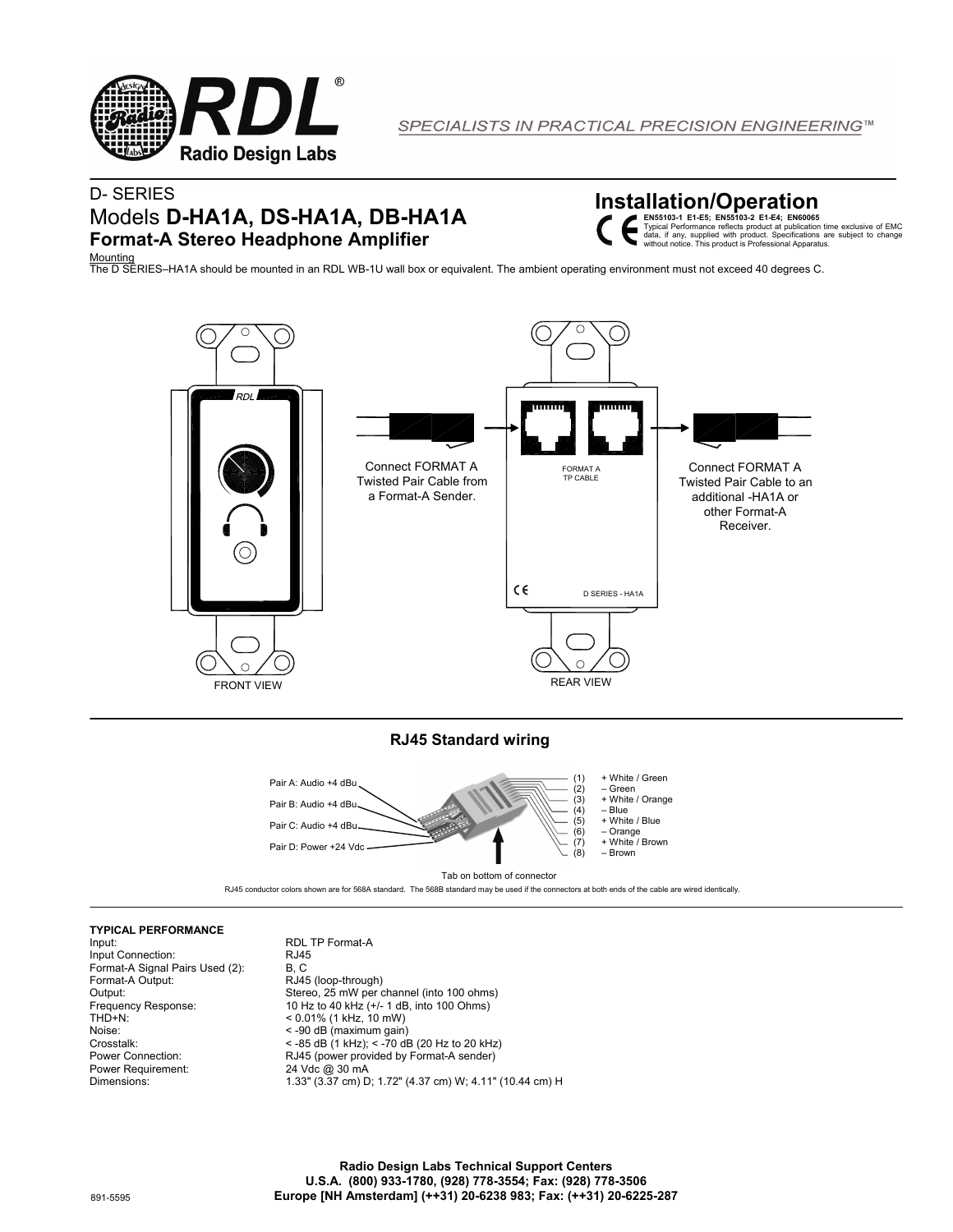SPECIALISTS IN PRACTICAL PRECISION ENGINEERING™

D- SERIES

# Models **D-HA1A, DS-HA1A, DB-HA1A**

## Format-A Stereo Headphone Amplifier

# Installation/Operation

**EN55103-1 E1-E5; EN55103-2 E1-E4; EN60065**
Typical Performance reflects product at publication time exclusive of EMC data, if any, supplied with product. Specifications are subject to change without notice. This product is Professional Apparatus.

Mounting
The D SERIES–HA1A should be mounted in an RDL WB-1U wall box or equivalent. The ambient operating environment must not exceed 40 degrees C.

RDL

FRONT VIEW

Connect FORMAT A Twisted Pair Cable from a Format-A Sender.

FORMAT A
TP CABLE

D SERIES - HA1A

REAR VIEW

Connect FORMAT A Twisted Pair Cable to an additional -HA1A or other Format-A Receiver.

### RJ45 Standard wiring

Pair A: Audio +4 dBu
Pair B: Audio +4 dBu
Pair C: Audio +4 dBu
Pair D: Power +24 Vdc

(1) + White / Green
(2) – Green
(3) + White / Orange
(4) – Blue
(5) + White / Blue
(6) – Orange
(7) + White / Brown
(8) – Brown

Tab on bottom of connector

RJ45 conductor colors shown are for 568A standard. The 568B standard may be used if the connectors at both ends of the cable are wired identically.

**TYPICAL PERFORMANCE**

| | |
|---|---|
| Input: | RDL TP Format-A |
| Input Connection: | RJ45 |
| Format-A Signal Pairs Used (2): | B, C |
| Format-A Output: | RJ45 (loop-through) |
| Output: | Stereo, 25 mW per channel (into 100 ohms) |
| Frequency Response: | 10 Hz to 40 kHz (+/- 1 dB, into 100 Ohms) |
| THD+N: | < 0.01% (1 kHz, 10 mW) |
| Noise: | < -90 dB (maximum gain) |
| Crosstalk: | < -85 dB (1 kHz); < -70 dB (20 Hz to 20 kHz) |
| Power Connection: | RJ45 (power provided by Format-A sender) |
| Power Requirement: | 24 Vdc @ 30 mA |
| Dimensions: | 1.33" (3.37 cm) D; 1.72" (4.37 cm) W; 4.11" (10.44 cm) H |

**Radio Design Labs Technical Support Centers**
**U.S.A. (800) 933-1780, (928) 778-3554; Fax: (928) 778-3506**
**Europe [NH Amsterdam] (++31) 20-6238 983; Fax: (++31) 20-6225-287**

891-5595